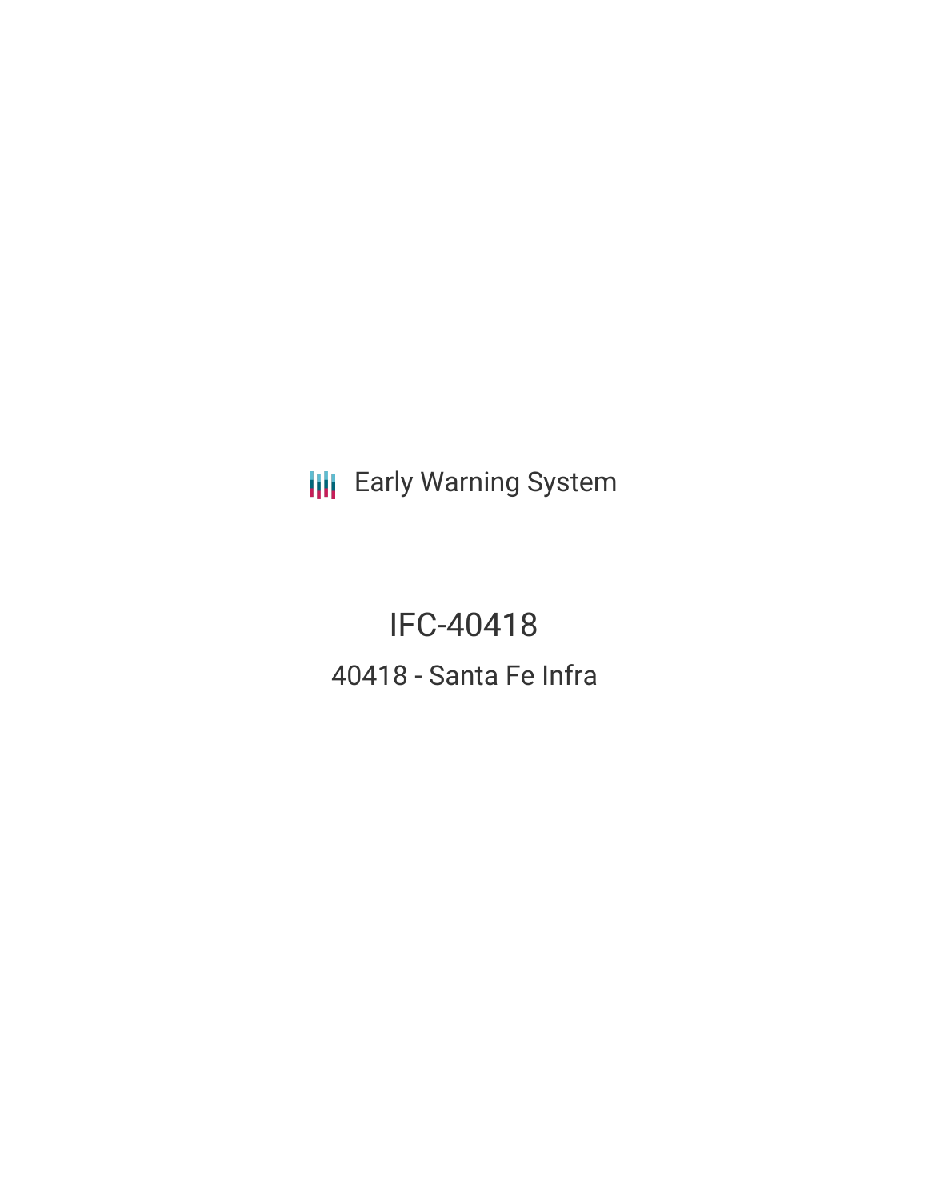Early Warning System

# IFC-40418

## 40418 - Santa Fe Infra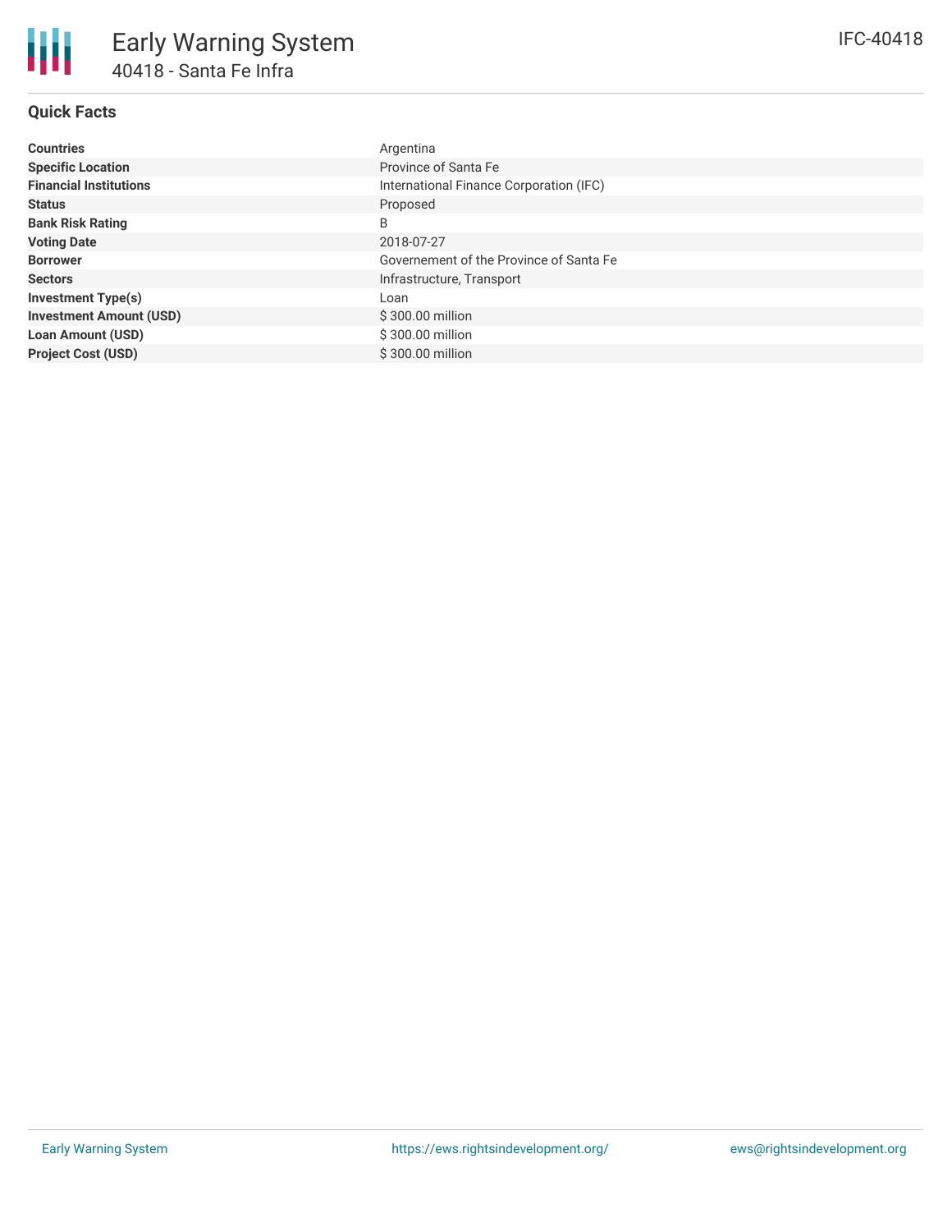# Early Warning System

## 40418 - Santa Fe Infra

IFC-40418

### Quick Facts

| | |
|---|---|
| **Countries** | Argentina |
| **Specific Location** | Province of Santa Fe |
| **Financial Institutions** | International Finance Corporation (IFC) |
| **Status** | Proposed |
| **Bank Risk Rating** | B |
| **Voting Date** | 2018-07-27 |
| **Borrower** | Governement of the Province of Santa Fe |
| **Sectors** | Infrastructure, Transport |
| **Investment Type(s)** | Loan |
| **Investment Amount (USD)** | $ 300.00 million |
| **Loan Amount (USD)** | $ 300.00 million |
| **Project Cost (USD)** | $ 300.00 million |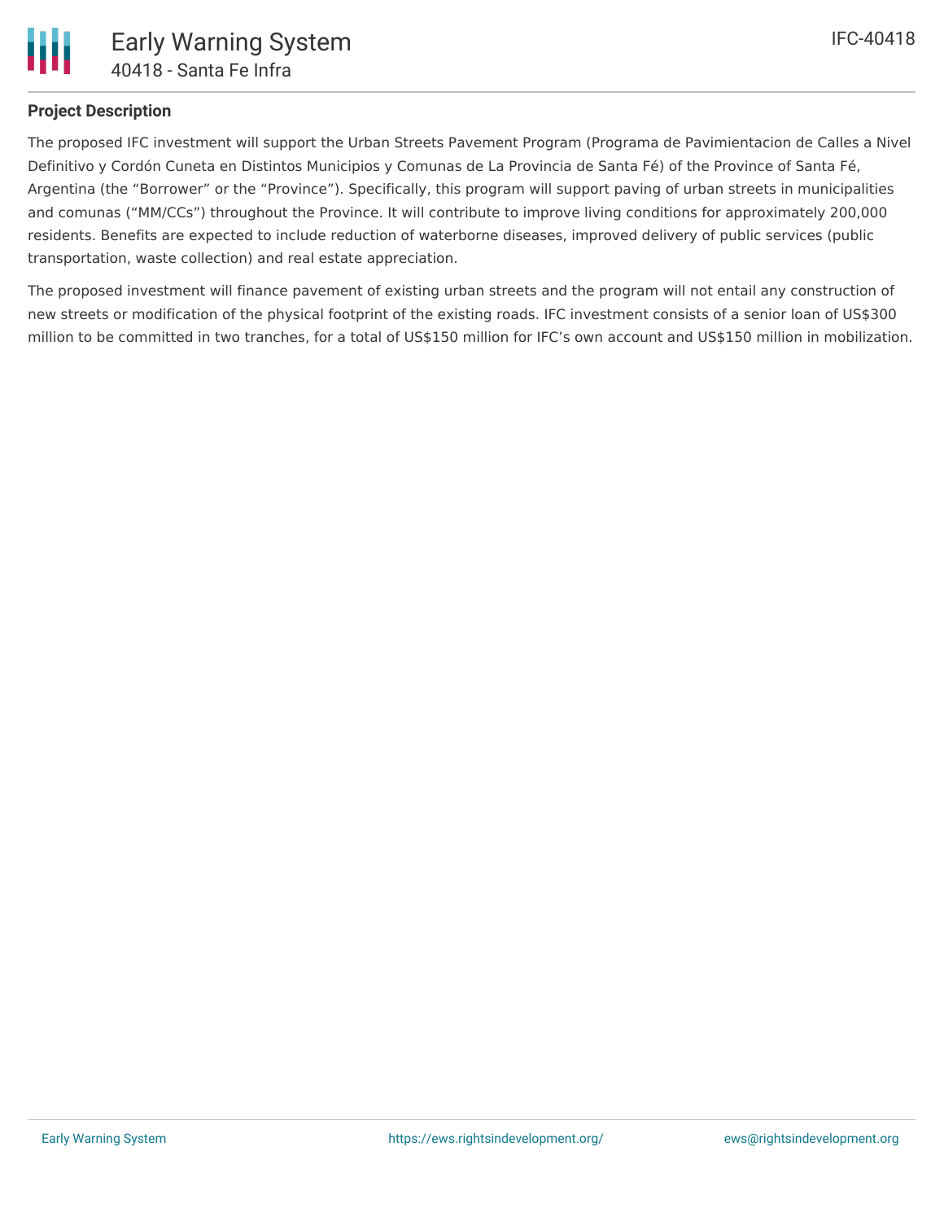## Project Description

The proposed IFC investment will support the Urban Streets Pavement Program (Programa de Pavimientacion de Calles a Nivel Definitivo y Cordón Cuneta en Distintos Municipios y Comunas de La Provincia de Santa Fé) of the Province of Santa Fé, Argentina (the "Borrower" or the "Province"). Specifically, this program will support paving of urban streets in municipalities and comunas ("MM/CCs") throughout the Province. It will contribute to improve living conditions for approximately 200,000 residents. Benefits are expected to include reduction of waterborne diseases, improved delivery of public services (public transportation, waste collection) and real estate appreciation.

The proposed investment will finance pavement of existing urban streets and the program will not entail any construction of new streets or modification of the physical footprint of the existing roads. IFC investment consists of a senior loan of US$300 million to be committed in two tranches, for a total of US$150 million for IFC's own account and US$150 million in mobilization.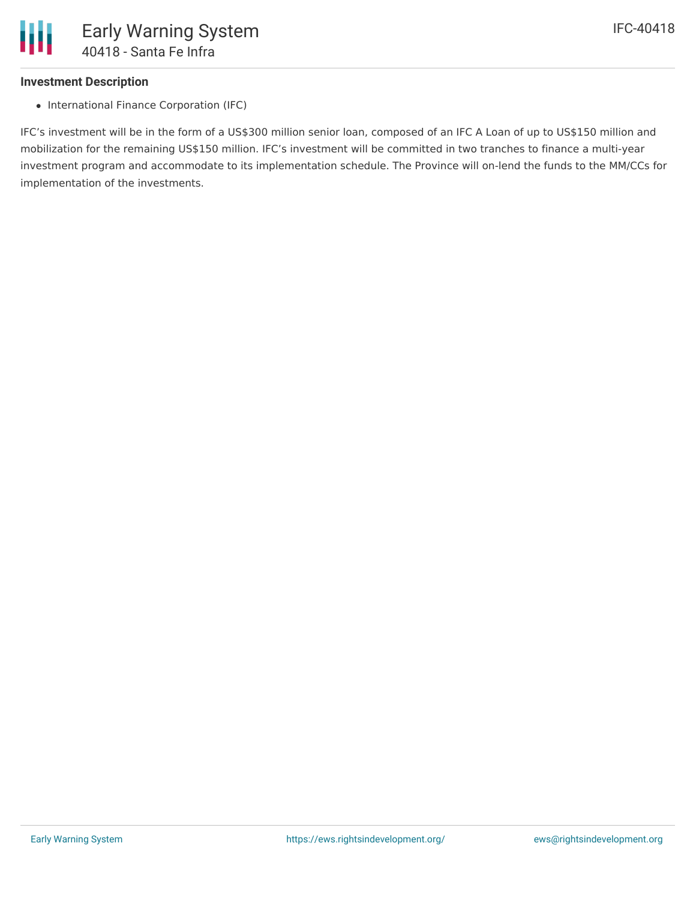**Investment Description**

- International Finance Corporation (IFC)

IFC's investment will be in the form of a US$300 million senior loan, composed of an IFC A Loan of up to US$150 million and mobilization for the remaining US$150 million. IFC's investment will be committed in two tranches to finance a multi-year investment program and accommodate to its implementation schedule. The Province will on-lend the funds to the MM/CCs for implementation of the investments.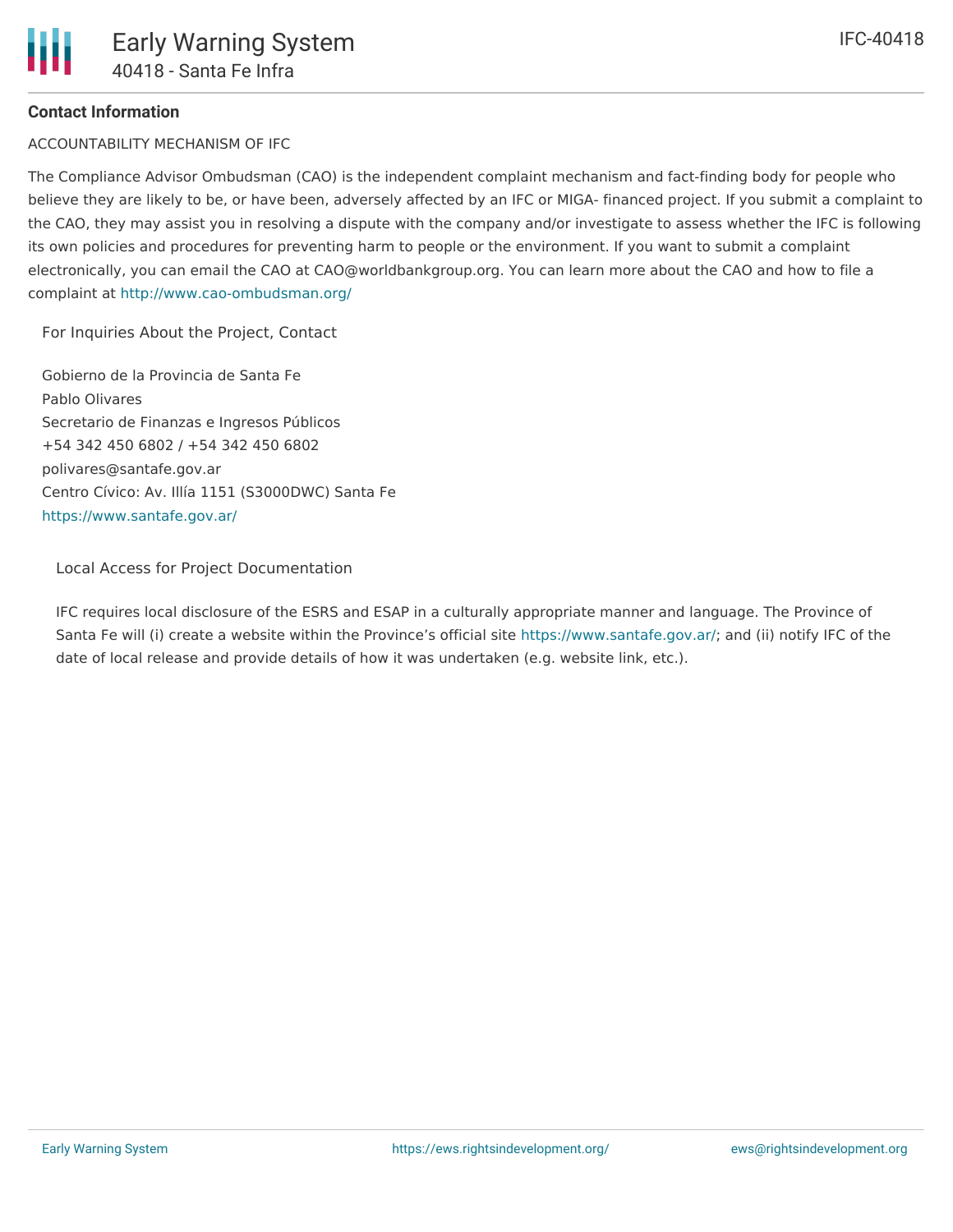**Contact Information**

ACCOUNTABILITY MECHANISM OF IFC

The Compliance Advisor Ombudsman (CAO) is the independent complaint mechanism and fact-finding body for people who believe they are likely to be, or have been, adversely affected by an IFC or MIGA- financed project. If you submit a complaint to the CAO, they may assist you in resolving a dispute with the company and/or investigate to assess whether the IFC is following its own policies and procedures for preventing harm to people or the environment. If you want to submit a complaint electronically, you can email the CAO at CAO@worldbankgroup.org. You can learn more about the CAO and how to file a complaint at http://www.cao-ombudsman.org/

For Inquiries About the Project, Contact

Gobierno de la Provincia de Santa Fe
Pablo Olivares
Secretario de Finanzas e Ingresos Públicos
+54 342 450 6802 / +54 342 450 6802
polivares@santafe.gov.ar
Centro Cívico: Av. Illía 1151 (S3000DWC) Santa Fe
https://www.santafe.gov.ar/

Local Access for Project Documentation

IFC requires local disclosure of the ESRS and ESAP in a culturally appropriate manner and language. The Province of Santa Fe will (i) create a website within the Province's official site https://www.santafe.gov.ar/; and (ii) notify IFC of the date of local release and provide details of how it was undertaken (e.g. website link, etc.).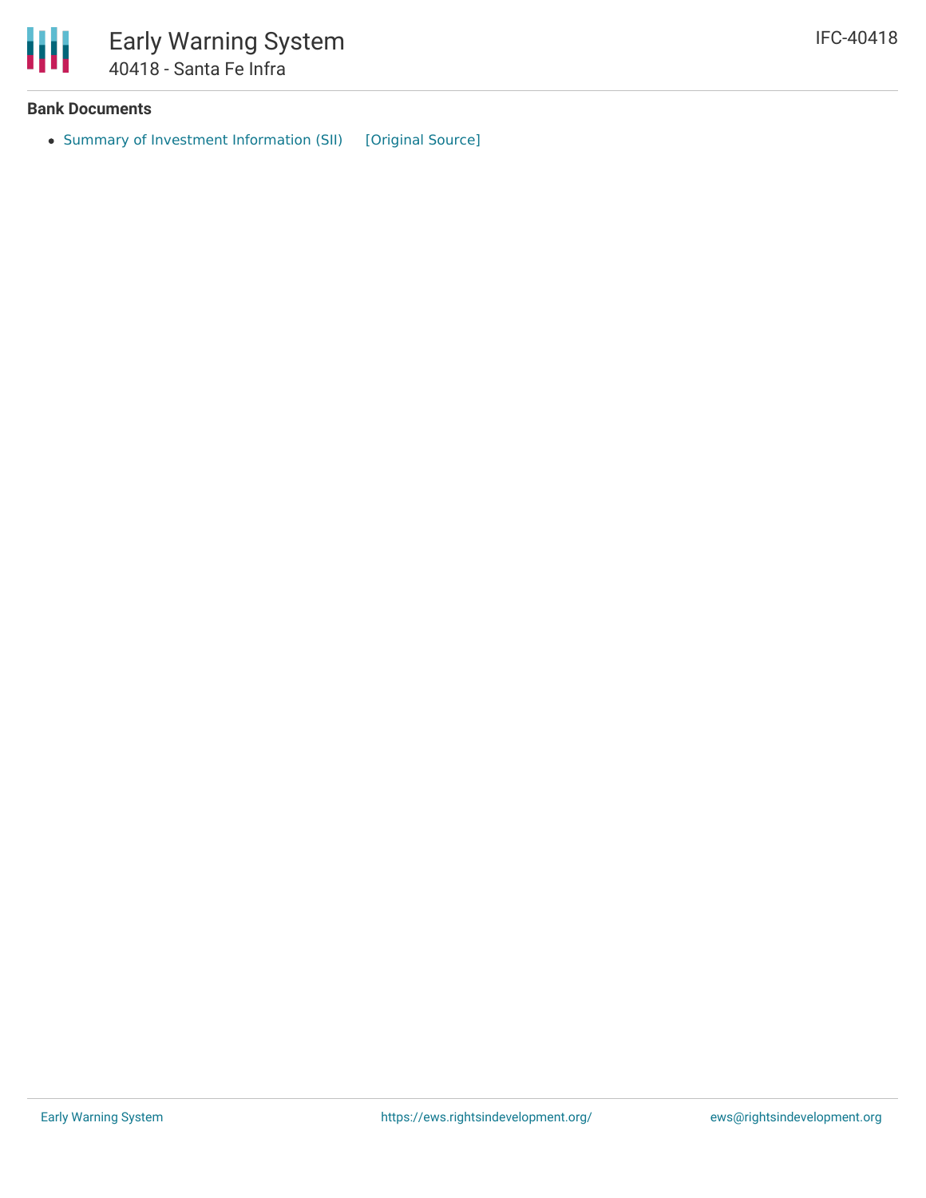**Bank Documents**

- Summary of Investment Information (SII) [Original Source]